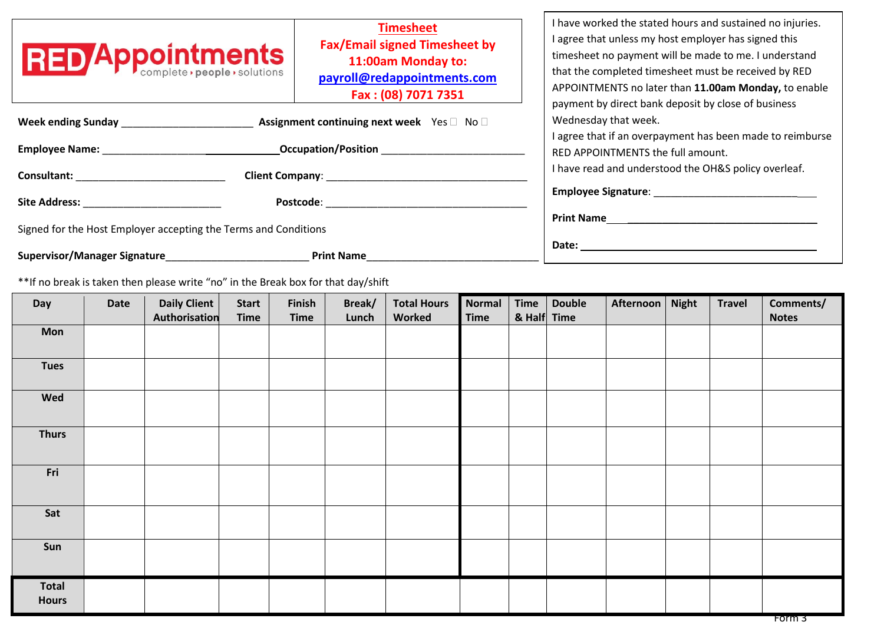**RED Appointments** complete › people › solutions

**Timesheet**
**Fax/Email signed Timesheet by 11:00am Monday to:**
**payroll@redappointments.com**
**Fax : (08) 7071 7351**

I have worked the stated hours and sustained no injuries.
I agree that unless my host employer has signed this timesheet no payment will be made to me. I understand that the completed timesheet must be received by RED APPOINTMENTS no later than **11.00am Monday,** to enable payment by direct bank deposit by close of business Wednesday that week.
I agree that if an overpayment has been made to reimburse RED APPOINTMENTS the full amount.
I have read and understood the OH&S policy overleaf.

**Employee Signature**: ___________________________

**Print Name** ___________________________________

**Date:** _______________________________________

**Week ending Sunday** ______________________ **Assignment continuing next week** Yes ☐ No ☐

**Employee Name:** ______________________________**Occupation/Position** _________________________

**Consultant:** ___________________________ **Client Company**: _____________________________________

**Site Address:** _________________________ **Postcode**: _____________________________________

Signed for the Host Employer accepting the Terms and Conditions

**Supervisor/Manager Signature**________________________ **Print Name**______________________________

**If no break is taken then please write "no" in the Break box for that day/shift

| Day | Date | Daily Client Authorisation | Start Time | Finish Time | Break/ Lunch | Total Hours Worked | Normal Time | Time & Half | Double Time | Afternoon | Night | Travel | Comments/ Notes |
|---|---|---|---|---|---|---|---|---|---|---|---|---|---|
| Mon | | | | | | | | | | | | | |
| Tues | | | | | | | | | | | | | |
| Wed | | | | | | | | | | | | | |
| Thurs | | | | | | | | | | | | | |
| Fri | | | | | | | | | | | | | |
| Sat | | | | | | | | | | | | | |
| Sun | | | | | | | | | | | | | |
| Total Hours | | | | | | | | | | | | | |

Form 3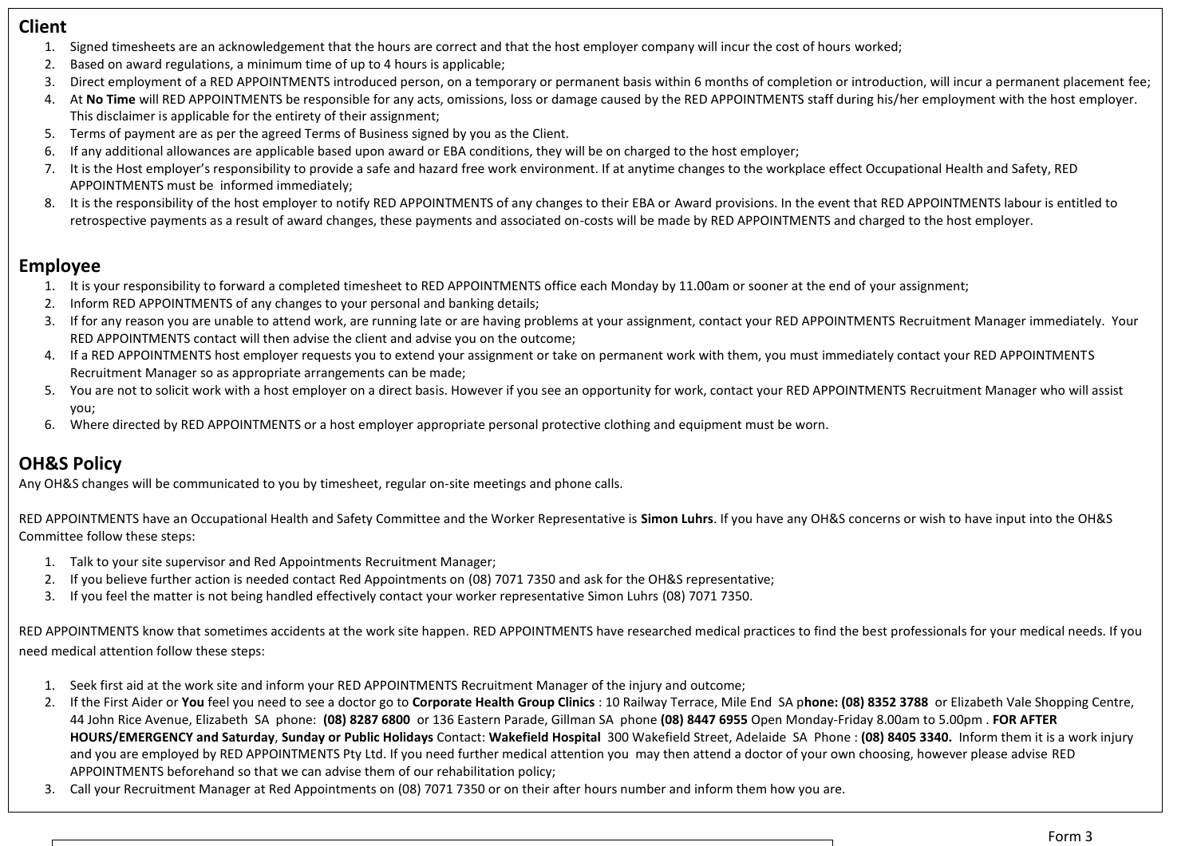## Client

1. Signed timesheets are an acknowledgement that the hours are correct and that the host employer company will incur the cost of hours worked;
2. Based on award regulations, a minimum time of up to 4 hours is applicable;
3. Direct employment of a RED APPOINTMENTS introduced person, on a temporary or permanent basis within 6 months of completion or introduction, will incur a permanent placement fee;
4. At **No Time** will RED APPOINTMENTS be responsible for any acts, omissions, loss or damage caused by the RED APPOINTMENTS staff during his/her employment with the host employer. This disclaimer is applicable for the entirety of their assignment;
5. Terms of payment are as per the agreed Terms of Business signed by you as the Client.
6. If any additional allowances are applicable based upon award or EBA conditions, they will be on charged to the host employer;
7. It is the Host employer's responsibility to provide a safe and hazard free work environment. If at anytime changes to the workplace effect Occupational Health and Safety, RED APPOINTMENTS must be informed immediately;
8. It is the responsibility of the host employer to notify RED APPOINTMENTS of any changes to their EBA or Award provisions. In the event that RED APPOINTMENTS labour is entitled to retrospective payments as a result of award changes, these payments and associated on-costs will be made by RED APPOINTMENTS and charged to the host employer.

## Employee

1. It is your responsibility to forward a completed timesheet to RED APPOINTMENTS office each Monday by 11.00am or sooner at the end of your assignment;
2. Inform RED APPOINTMENTS of any changes to your personal and banking details;
3. If for any reason you are unable to attend work, are running late or are having problems at your assignment, contact your RED APPOINTMENTS Recruitment Manager immediately. Your RED APPOINTMENTS contact will then advise the client and advise you on the outcome;
4. If a RED APPOINTMENTS host employer requests you to extend your assignment or take on permanent work with them, you must immediately contact your RED APPOINTMENTS Recruitment Manager so as appropriate arrangements can be made;
5. You are not to solicit work with a host employer on a direct basis. However if you see an opportunity for work, contact your RED APPOINTMENTS Recruitment Manager who will assist you;
6. Where directed by RED APPOINTMENTS or a host employer appropriate personal protective clothing and equipment must be worn.

## OH&S Policy

Any OH&S changes will be communicated to you by timesheet, regular on-site meetings and phone calls.

RED APPOINTMENTS have an Occupational Health and Safety Committee and the Worker Representative is **Simon Luhrs**. If you have any OH&S concerns or wish to have input into the OH&S Committee follow these steps:

1. Talk to your site supervisor and Red Appointments Recruitment Manager;
2. If you believe further action is needed contact Red Appointments on (08) 7071 7350 and ask for the OH&S representative;
3. If you feel the matter is not being handled effectively contact your worker representative Simon Luhrs (08) 7071 7350.

RED APPOINTMENTS know that sometimes accidents at the work site happen. RED APPOINTMENTS have researched medical practices to find the best professionals for your medical needs. If you need medical attention follow these steps:

1. Seek first aid at the work site and inform your RED APPOINTMENTS Recruitment Manager of the injury and outcome;
2. If the First Aider or **You** feel you need to see a doctor go to **Corporate Health Group Clinics** : 10 Railway Terrace, Mile End SA p**hone: (08) 8352 3788** or Elizabeth Vale Shopping Centre, 44 John Rice Avenue, Elizabeth SA phone: **(08) 8287 6800** or 136 Eastern Parade, Gillman SA phone **(08) 8447 6955** Open Monday-Friday 8.00am to 5.00pm . **FOR AFTER HOURS/EMERGENCY and Saturday**, **Sunday or Public Holidays** Contact: **Wakefield Hospital** 300 Wakefield Street, Adelaide SA Phone : **(08) 8405 3340.** Inform them it is a work injury and you are employed by RED APPOINTMENTS Pty Ltd. If you need further medical attention you may then attend a doctor of your own choosing, however please advise RED APPOINTMENTS beforehand so that we can advise them of our rehabilitation policy;
3. Call your Recruitment Manager at Red Appointments on (08) 7071 7350 or on their after hours number and inform them how you are.

Form 3